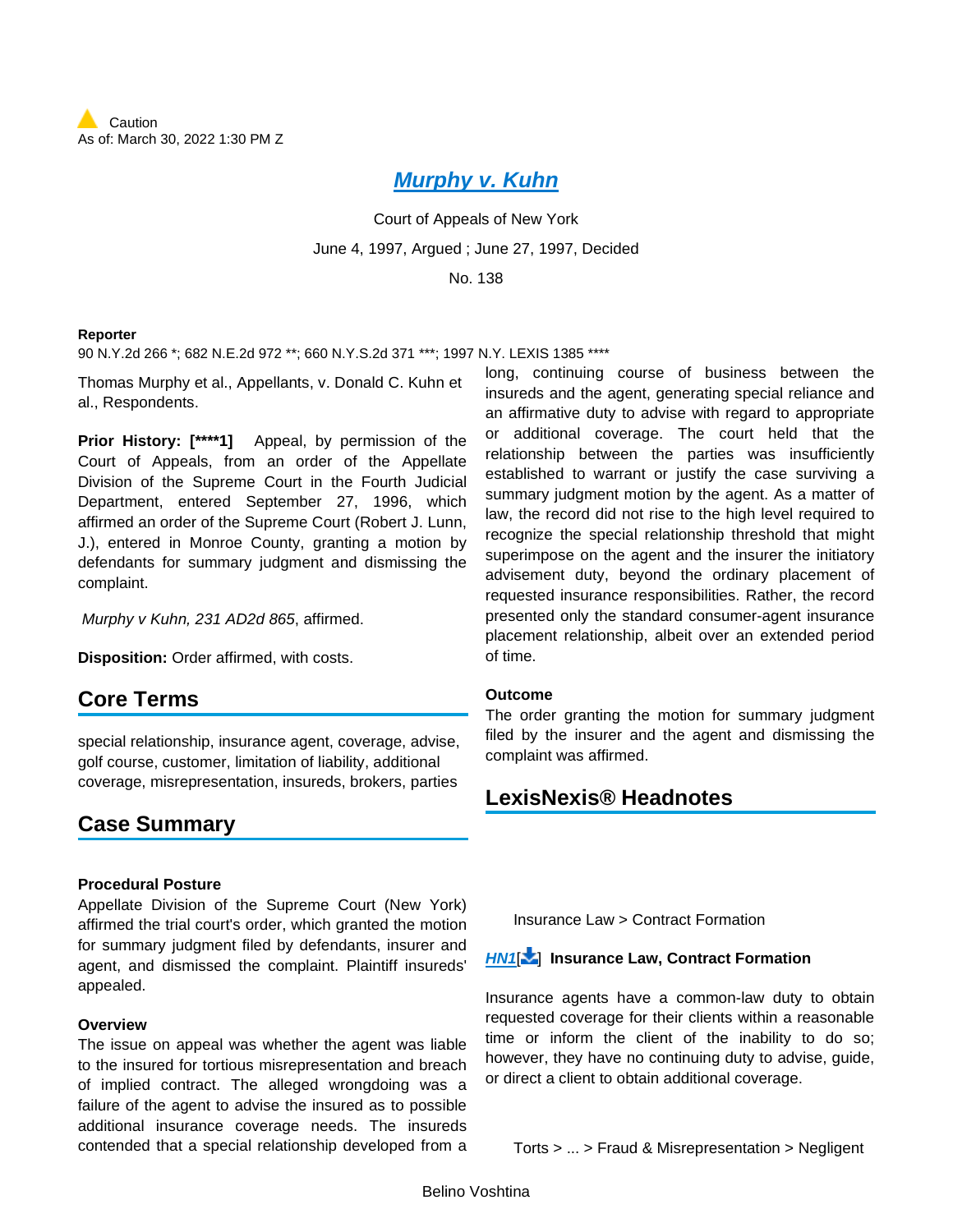Caution
As of: March 30, 2022 1:30 PM Z

# Murphy v. Kuhn

Court of Appeals of New York

June 4, 1997, Argued ; June 27, 1997, Decided

No. 138

**Reporter**

90 N.Y.2d 266 *; 682 N.E.2d 972 **; 660 N.Y.S.2d 371 ***; 1997 N.Y. LEXIS 1385 ****

Thomas Murphy et al., Appellants, v. Donald C. Kuhn et al., Respondents.

**Prior History: [****1]** Appeal, by permission of the Court of Appeals, from an order of the Appellate Division of the Supreme Court in the Fourth Judicial Department, entered September 27, 1996, which affirmed an order of the Supreme Court (Robert J. Lunn, J.), entered in Monroe County, granting a motion by defendants for summary judgment and dismissing the complaint.

*Murphy v Kuhn, 231 AD2d 865*, affirmed.

**Disposition:** Order affirmed, with costs.

## Core Terms

special relationship, insurance agent, coverage, advise, golf course, customer, limitation of liability, additional coverage, misrepresentation, insureds, brokers, parties

## Case Summary

### Procedural Posture

Appellate Division of the Supreme Court (New York) affirmed the trial court's order, which granted the motion for summary judgment filed by defendants, insurer and agent, and dismissed the complaint. Plaintiff insureds' appealed.

### Overview

The issue on appeal was whether the agent was liable to the insured for tortious misrepresentation and breach of implied contract. The alleged wrongdoing was a failure of the agent to advise the insured as to possible additional insurance coverage needs. The insureds contended that a special relationship developed from a long, continuing course of business between the insureds and the agent, generating special reliance and an affirmative duty to advise with regard to appropriate or additional coverage. The court held that the relationship between the parties was insufficiently established to warrant or justify the case surviving a summary judgment motion by the agent. As a matter of law, the record did not rise to the high level required to recognize the special relationship threshold that might superimpose on the agent and the insurer the initiatory advisement duty, beyond the ordinary placement of requested insurance responsibilities. Rather, the record presented only the standard consumer-agent insurance placement relationship, albeit over an extended period of time.

### Outcome

The order granting the motion for summary judgment filed by the insurer and the agent and dismissing the complaint was affirmed.

## LexisNexis® Headnotes

Insurance Law > Contract Formation

**HN1** **Insurance Law, Contract Formation**

Insurance agents have a common-law duty to obtain requested coverage for their clients within a reasonable time or inform the client of the inability to do so; however, they have no continuing duty to advise, guide, or direct a client to obtain additional coverage.

Torts > ... > Fraud & Misrepresentation > Negligent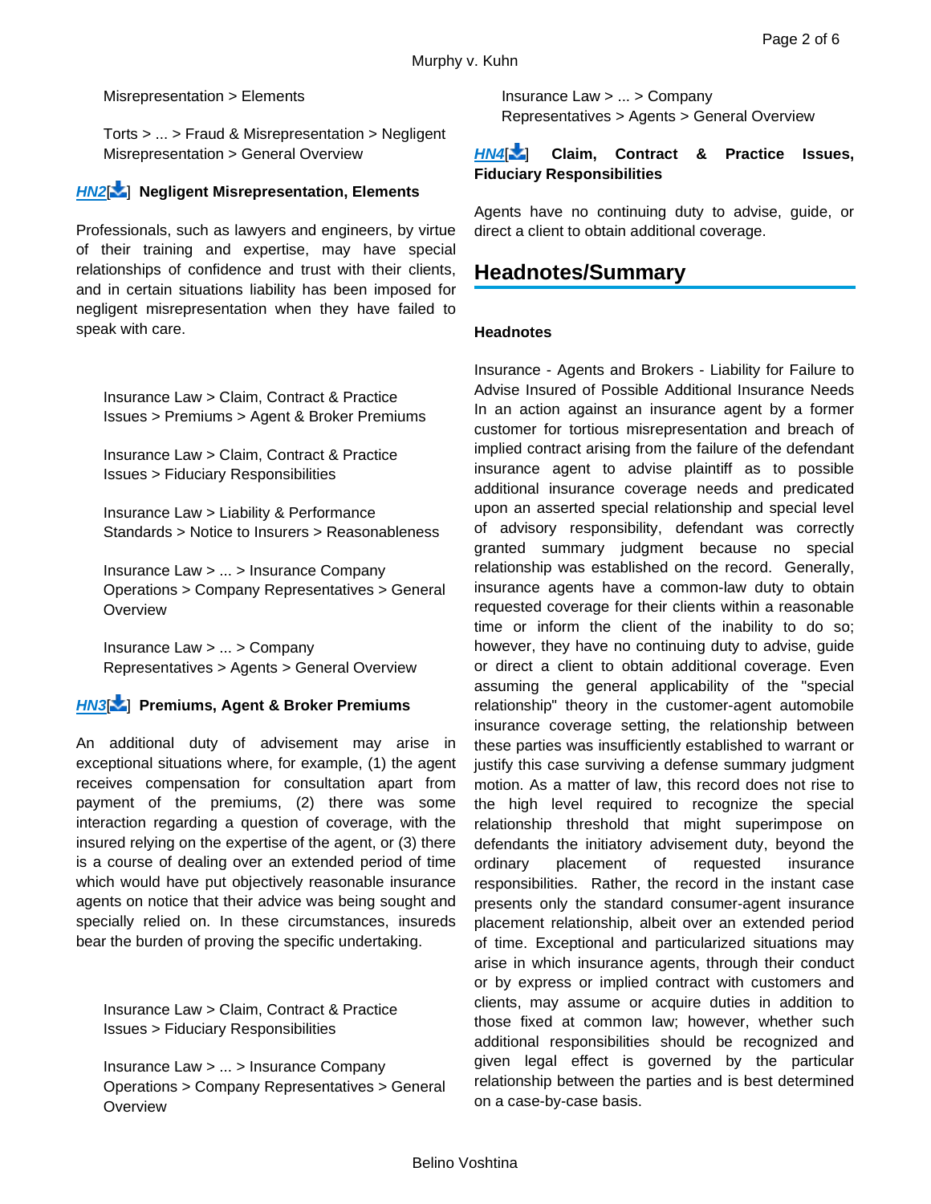Misrepresentation > Elements

Torts > ... > Fraud & Misrepresentation > Negligent Misrepresentation > General Overview

### HN2[] Negligent Misrepresentation, Elements

Professionals, such as lawyers and engineers, by virtue of their training and expertise, may have special relationships of confidence and trust with their clients, and in certain situations liability has been imposed for negligent misrepresentation when they have failed to speak with care.

Insurance Law > Claim, Contract & Practice Issues > Premiums > Agent & Broker Premiums

Insurance Law > Claim, Contract & Practice Issues > Fiduciary Responsibilities

Insurance Law > Liability & Performance Standards > Notice to Insurers > Reasonableness

Insurance Law > ... > Insurance Company Operations > Company Representatives > General Overview

Insurance Law > ... > Company Representatives > Agents > General Overview

### HN3[] Premiums, Agent & Broker Premiums

An additional duty of advisement may arise in exceptional situations where, for example, (1) the agent receives compensation for consultation apart from payment of the premiums, (2) there was some interaction regarding a question of coverage, with the insured relying on the expertise of the agent, or (3) there is a course of dealing over an extended period of time which would have put objectively reasonable insurance agents on notice that their advice was being sought and specially relied on. In these circumstances, insureds bear the burden of proving the specific undertaking.

Insurance Law > Claim, Contract & Practice Issues > Fiduciary Responsibilities

Insurance Law > ... > Insurance Company Operations > Company Representatives > General Overview

Insurance Law > ... > Company Representatives > Agents > General Overview

### HN4[] Claim, Contract & Practice Issues, Fiduciary Responsibilities

Agents have no continuing duty to advise, guide, or direct a client to obtain additional coverage.

## Headnotes/Summary

**Headnotes**

Insurance - Agents and Brokers - Liability for Failure to Advise Insured of Possible Additional Insurance Needs In an action against an insurance agent by a former customer for tortious misrepresentation and breach of implied contract arising from the failure of the defendant insurance agent to advise plaintiff as to possible additional insurance coverage needs and predicated upon an asserted special relationship and special level of advisory responsibility, defendant was correctly granted summary judgment because no special relationship was established on the record. Generally, insurance agents have a common-law duty to obtain requested coverage for their clients within a reasonable time or inform the client of the inability to do so; however, they have no continuing duty to advise, guide or direct a client to obtain additional coverage. Even assuming the general applicability of the "special relationship" theory in the customer-agent automobile insurance coverage setting, the relationship between these parties was insufficiently established to warrant or justify this case surviving a defense summary judgment motion. As a matter of law, this record does not rise to the high level required to recognize the special relationship threshold that might superimpose on defendants the initiatory advisement duty, beyond the ordinary placement of requested insurance responsibilities. Rather, the record in the instant case presents only the standard consumer-agent insurance placement relationship, albeit over an extended period of time. Exceptional and particularized situations may arise in which insurance agents, through their conduct or by express or implied contract with customers and clients, may assume or acquire duties in addition to those fixed at common law; however, whether such additional responsibilities should be recognized and given legal effect is governed by the particular relationship between the parties and is best determined on a case-by-case basis.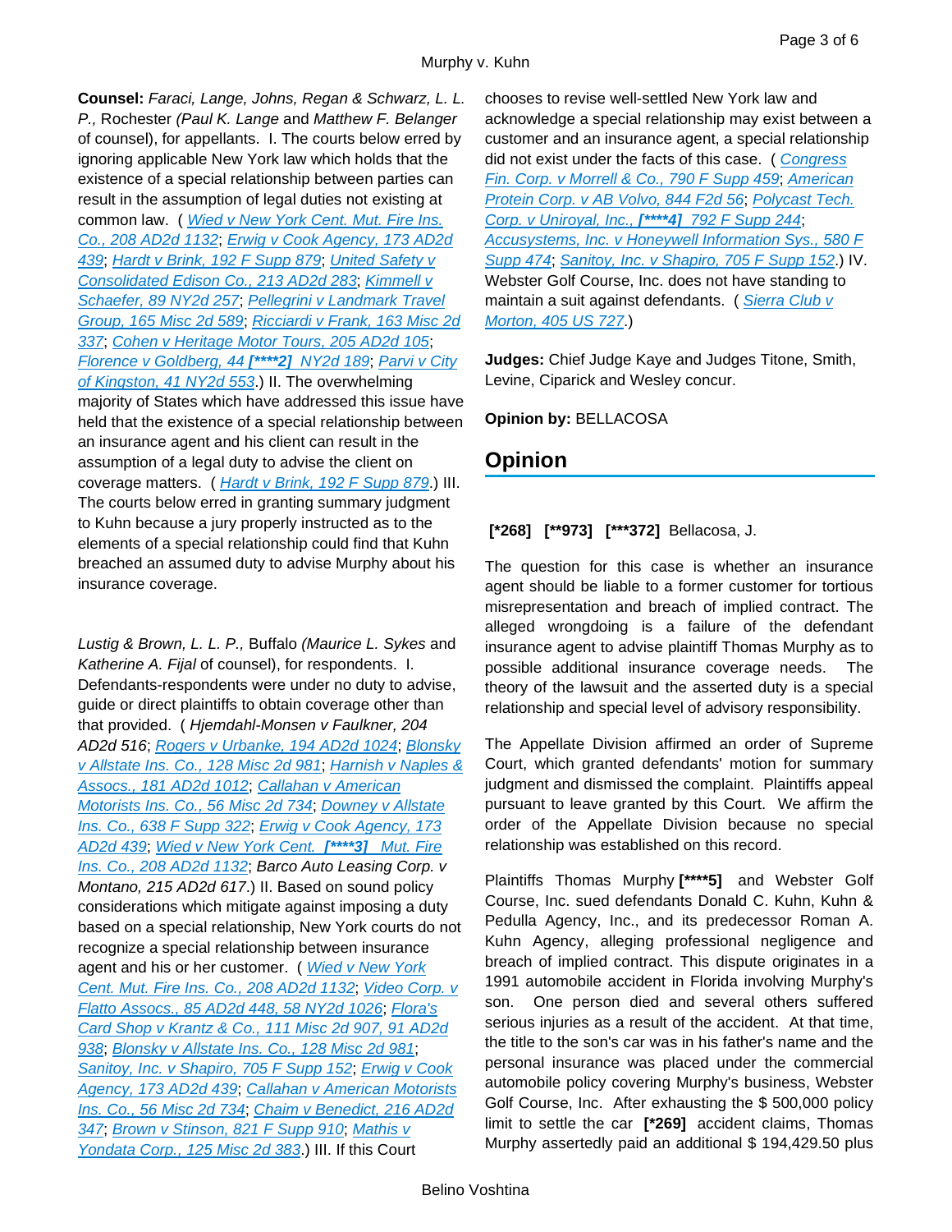**Counsel:** *Faraci, Lange, Johns, Regan & Schwarz, L. L. P.,* Rochester *(Paul K. Lange* and *Matthew F. Belanger* of counsel), for appellants. I. The courts below erred by ignoring applicable New York law which holds that the existence of a special relationship between parties can result in the assumption of legal duties not existing at common law. ( *Wied v New York Cent. Mut. Fire Ins. Co., 208 AD2d 1132*; *Erwig v Cook Agency, 173 AD2d 439*; *Hardt v Brink, 192 F Supp 879*; *United Safety v Consolidated Edison Co., 213 AD2d 283*; *Kimmell v Schaefer, 89 NY2d 257*; *Pellegrini v Landmark Travel Group, 165 Misc 2d 589*; *Ricciardi v Frank, 163 Misc 2d 337*; *Cohen v Heritage Motor Tours, 205 AD2d 105*; *Florence v Goldberg, 44* **[\*\*\*\*2]** *NY2d 189*; *Parvi v City of Kingston, 41 NY2d 553*.) II. The overwhelming majority of States which have addressed this issue have held that the existence of a special relationship between an insurance agent and his client can result in the assumption of a legal duty to advise the client on coverage matters. ( *Hardt v Brink, 192 F Supp 879*.) III. The courts below erred in granting summary judgment to Kuhn because a jury properly instructed as to the elements of a special relationship could find that Kuhn breached an assumed duty to advise Murphy about his insurance coverage.

*Lustig & Brown, L. L. P.,* Buffalo *(Maurice L. Sykes* and *Katherine A. Fijal* of counsel), for respondents. I. Defendants-respondents were under no duty to advise, guide or direct plaintiffs to obtain coverage other than that provided. ( *Hjemdahl-Monsen v Faulkner, 204 AD2d 516*; *Rogers v Urbanke, 194 AD2d 1024*; *Blonsky v Allstate Ins. Co., 128 Misc 2d 981*; *Harnish v Naples & Assocs., 181 AD2d 1012*; *Callahan v American Motorists Ins. Co., 56 Misc 2d 734*; *Downey v Allstate Ins. Co., 638 F Supp 322*; *Erwig v Cook Agency, 173 AD2d 439*; *Wied v New York Cent.* **[\*\*\*\*3]** *Mut. Fire Ins. Co., 208 AD2d 1132*; *Barco Auto Leasing Corp. v Montano, 215 AD2d 617*.) II. Based on sound policy considerations which mitigate against imposing a duty based on a special relationship, New York courts do not recognize a special relationship between insurance agent and his or her customer. ( *Wied v New York Cent. Mut. Fire Ins. Co., 208 AD2d 1132*; *Video Corp. v Flatto Assocs., 85 AD2d 448, 58 NY2d 1026*; *Flora's Card Shop v Krantz & Co., 111 Misc 2d 907, 91 AD2d 938*; *Blonsky v Allstate Ins. Co., 128 Misc 2d 981*; *Sanitoy, Inc. v Shapiro, 705 F Supp 152*; *Erwig v Cook Agency, 173 AD2d 439*; *Callahan v American Motorists Ins. Co., 56 Misc 2d 734*; *Chaim v Benedict, 216 AD2d 347*; *Brown v Stinson, 821 F Supp 910*; *Mathis v Yondata Corp., 125 Misc 2d 383*.) III. If this Court chooses to revise well-settled New York law and acknowledge a special relationship may exist between a customer and an insurance agent, a special relationship did not exist under the facts of this case. ( *Congress Fin. Corp. v Morrell & Co., 790 F Supp 459*; *American Protein Corp. v AB Volvo, 844 F2d 56*; *Polycast Tech. Corp. v Uniroyal, Inc.,* **[\*\*\*\*4]** *792 F Supp 244*; *Accusystems, Inc. v Honeywell Information Sys., 580 F Supp 474*; *Sanitoy, Inc. v Shapiro, 705 F Supp 152*.) IV. Webster Golf Course, Inc. does not have standing to maintain a suit against defendants. ( *Sierra Club v Morton, 405 US 727*.)

**Judges:** Chief Judge Kaye and Judges Titone, Smith, Levine, Ciparick and Wesley concur.

**Opinion by:** BELLACOSA

## Opinion

**[\*268]** **[\*\*973]** **[\*\*\*372]** Bellacosa, J.

The question for this case is whether an insurance agent should be liable to a former customer for tortious misrepresentation and breach of implied contract. The alleged wrongdoing is a failure of the defendant insurance agent to advise plaintiff Thomas Murphy as to possible additional insurance coverage needs. The theory of the lawsuit and the asserted duty is a special relationship and special level of advisory responsibility.

The Appellate Division affirmed an order of Supreme Court, which granted defendants' motion for summary judgment and dismissed the complaint. Plaintiffs appeal pursuant to leave granted by this Court. We affirm the order of the Appellate Division because no special relationship was established on this record.

Plaintiffs Thomas Murphy **[\*\*\*\*5]** and Webster Golf Course, Inc. sued defendants Donald C. Kuhn, Kuhn & Pedulla Agency, Inc., and its predecessor Roman A. Kuhn Agency, alleging professional negligence and breach of implied contract. This dispute originates in a 1991 automobile accident in Florida involving Murphy's son. One person died and several others suffered serious injuries as a result of the accident. At that time, the title to the son's car was in his father's name and the personal insurance was placed under the commercial automobile policy covering Murphy's business, Webster Golf Course, Inc. After exhausting the $ 500,000 policy limit to settle the car **[\*269]** accident claims, Thomas Murphy assertedly paid an additional $ 194,429.50 plus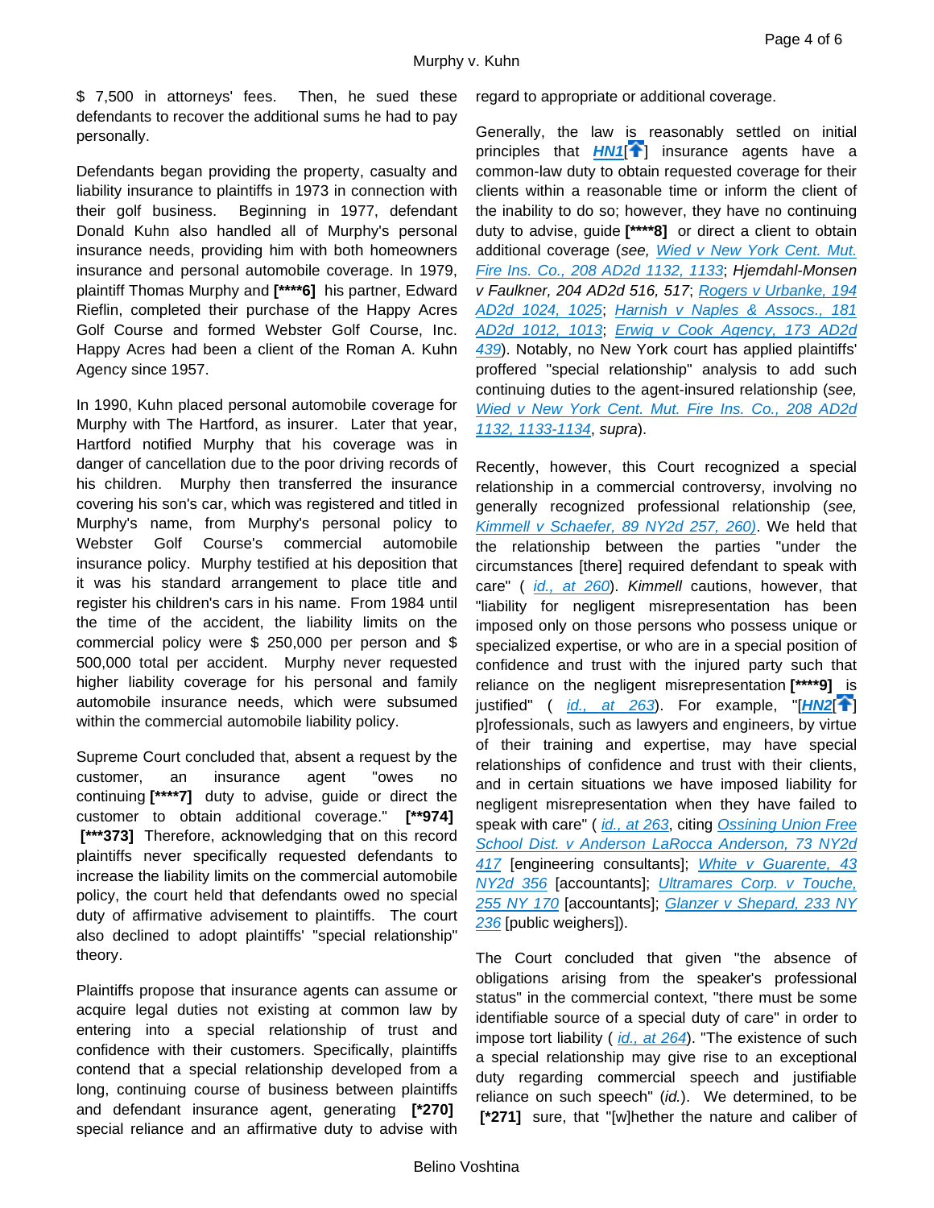$ 7,500 in attorneys' fees. Then, he sued these defendants to recover the additional sums he had to pay personally.

Defendants began providing the property, casualty and liability insurance to plaintiffs in 1973 in connection with their golf business. Beginning in 1977, defendant Donald Kuhn also handled all of Murphy's personal insurance needs, providing him with both homeowners insurance and personal automobile coverage. In 1979, plaintiff Thomas Murphy and **[****6]** his partner, Edward Rieflin, completed their purchase of the Happy Acres Golf Course and formed Webster Golf Course, Inc. Happy Acres had been a client of the Roman A. Kuhn Agency since 1957.

In 1990, Kuhn placed personal automobile coverage for Murphy with The Hartford, as insurer. Later that year, Hartford notified Murphy that his coverage was in danger of cancellation due to the poor driving records of his children. Murphy then transferred the insurance covering his son's car, which was registered and titled in Murphy's name, from Murphy's personal policy to Webster Golf Course's commercial automobile insurance policy. Murphy testified at his deposition that it was his standard arrangement to place title and register his children's cars in his name. From 1984 until the time of the accident, the liability limits on the commercial policy were $ 250,000 per person and $ 500,000 total per accident. Murphy never requested higher liability coverage for his personal and family automobile insurance needs, which were subsumed within the commercial automobile liability policy.

Supreme Court concluded that, absent a request by the customer, an insurance agent "owes no continuing **[****7]** duty to advise, guide or direct the customer to obtain additional coverage." **[**974]** **[***373]** Therefore, acknowledging that on this record plaintiffs never specifically requested defendants to increase the liability limits on the commercial automobile policy, the court held that defendants owed no special duty of affirmative advisement to plaintiffs. The court also declined to adopt plaintiffs' "special relationship" theory.

Plaintiffs propose that insurance agents can assume or acquire legal duties not existing at common law by entering into a special relationship of trust and confidence with their customers. Specifically, plaintiffs contend that a special relationship developed from a long, continuing course of business between plaintiffs and defendant insurance agent, generating **[*270]** special reliance and an affirmative duty to advise with regard to appropriate or additional coverage.

Generally, the law is reasonably settled on initial principles that **HN1**[] insurance agents have a common-law duty to obtain requested coverage for their clients within a reasonable time or inform the client of the inability to do so; however, they have no continuing duty to advise, guide **[****8]** or direct a client to obtain additional coverage (*see,* Wied v New York Cent. Mut. Fire Ins. Co., 208 AD2d 1132, 1133; *Hjemdahl-Monsen v Faulkner, 204 AD2d 516, 517*; Rogers v Urbanke, 194 AD2d 1024, 1025; Harnish v Naples & Assocs., 181 AD2d 1012, 1013; Erwig v Cook Agency, 173 AD2d 439). Notably, no New York court has applied plaintiffs' proffered "special relationship" analysis to add such continuing duties to the agent-insured relationship (*see,* Wied v New York Cent. Mut. Fire Ins. Co., 208 AD2d 1132, 1133-1134, *supra*).

Recently, however, this Court recognized a special relationship in a commercial controversy, involving no generally recognized professional relationship (*see,* Kimmell v Schaefer, 89 NY2d 257, 260). We held that the relationship between the parties "under the circumstances [there] required defendant to speak with care" ( id., at 260). *Kimmell* cautions, however, that "liability for negligent misrepresentation has been imposed only on those persons who possess unique or specialized expertise, or who are in a special position of confidence and trust with the injured party such that reliance on the negligent misrepresentation **[****9]** is justified" ( id., at 263). For example, "[**HN2**[] p]rofessionals, such as lawyers and engineers, by virtue of their training and expertise, may have special relationships of confidence and trust with their clients, and in certain situations we have imposed liability for negligent misrepresentation when they have failed to speak with care" ( id., at 263, citing Ossining Union Free School Dist. v Anderson LaRocca Anderson, 73 NY2d 417 [engineering consultants]; White v Guarente, 43 NY2d 356 [accountants]; Ultramares Corp. v Touche, 255 NY 170 [accountants]; Glanzer v Shepard, 233 NY 236 [public weighers]).

The Court concluded that given "the absence of obligations arising from the speaker's professional status" in the commercial context, "there must be some identifiable source of a special duty of care" in order to impose tort liability ( id., at 264). "The existence of such a special relationship may give rise to an exceptional duty regarding commercial speech and justifiable reliance on such speech" (*id.*). We determined, to be **[*271]** sure, that "[w]hether the nature and caliber of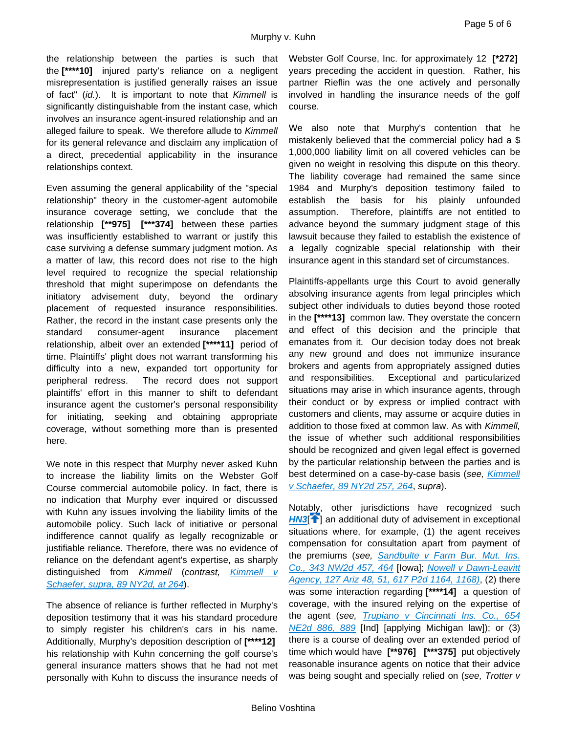the relationship between the parties is such that the [****10] injured party's reliance on a negligent misrepresentation is justified generally raises an issue of fact" (*id.*). It is important to note that *Kimmell* is significantly distinguishable from the instant case, which involves an insurance agent-insured relationship and an alleged failure to speak. We therefore allude to *Kimmell* for its general relevance and disclaim any implication of a direct, precedential applicability in the insurance relationships context.

Even assuming the general applicability of the "special relationship" theory in the customer-agent automobile insurance coverage setting, we conclude that the relationship [**975] [***374] between these parties was insufficiently established to warrant or justify this case surviving a defense summary judgment motion. As a matter of law, this record does not rise to the high level required to recognize the special relationship threshold that might superimpose on defendants the initiatory advisement duty, beyond the ordinary placement of requested insurance responsibilities. Rather, the record in the instant case presents only the standard consumer-agent insurance placement relationship, albeit over an extended [****11] period of time. Plaintiffs' plight does not warrant transforming his difficulty into a new, expanded tort opportunity for peripheral redress. The record does not support plaintiffs' effort in this manner to shift to defendant insurance agent the customer's personal responsibility for initiating, seeking and obtaining appropriate coverage, without something more than is presented here.

We note in this respect that Murphy never asked Kuhn to increase the liability limits on the Webster Golf Course commercial automobile policy. In fact, there is no indication that Murphy ever inquired or discussed with Kuhn any issues involving the liability limits of the automobile policy. Such lack of initiative or personal indifference cannot qualify as legally recognizable or justifiable reliance. Therefore, there was no evidence of reliance on the defendant agent's expertise, as sharply distinguished from *Kimmell* (*contrast, Kimmell v Schaefer, supra, 89 NY2d, at 264*).

The absence of reliance is further reflected in Murphy's deposition testimony that it was his standard procedure to simply register his children's cars in his name. Additionally, Murphy's deposition description of [****12] his relationship with Kuhn concerning the golf course's general insurance matters shows that he had not met personally with Kuhn to discuss the insurance needs of Webster Golf Course, Inc. for approximately 12 [*272] years preceding the accident in question. Rather, his partner Rieflin was the one actively and personally involved in handling the insurance needs of the golf course.

We also note that Murphy's contention that he mistakenly believed that the commercial policy had a $ 1,000,000 liability limit on all covered vehicles can be given no weight in resolving this dispute on this theory. The liability coverage had remained the same since 1984 and Murphy's deposition testimony failed to establish the basis for his plainly unfounded assumption. Therefore, plaintiffs are not entitled to advance beyond the summary judgment stage of this lawsuit because they failed to establish the existence of a legally cognizable special relationship with their insurance agent in this standard set of circumstances.

Plaintiffs-appellants urge this Court to avoid generally absolving insurance agents from legal principles which subject other individuals to duties beyond those rooted in the [****13] common law. They overstate the concern and effect of this decision and the principle that emanates from it. Our decision today does not break any new ground and does not immunize insurance brokers and agents from appropriately assigned duties and responsibilities. Exceptional and particularized situations may arise in which insurance agents, through their conduct or by express or implied contract with customers and clients, may assume or acquire duties in addition to those fixed at common law. As with *Kimmell,* the issue of whether such additional responsibilities should be recognized and given legal effect is governed by the particular relationship between the parties and is best determined on a case-by-case basis (*see, Kimmell v Schaefer, 89 NY2d 257, 264*, *supra*).

Notably, other jurisdictions have recognized such ***HN3***[] an additional duty of advisement in exceptional situations where, for example, (1) the agent receives compensation for consultation apart from payment of the premiums (*see, Sandbulte v Farm Bur. Mut. Ins. Co., 343 NW2d 457, 464* [Iowa]; *Nowell v Dawn-Leavitt Agency, 127 Ariz 48, 51, 617 P2d 1164, 1168)*, (2) there was some interaction regarding [****14] a question of coverage, with the insured relying on the expertise of the agent (*see, Trupiano v Cincinnati Ins. Co., 654 NE2d 886, 889* [Ind] [applying Michigan law]); or (3) there is a course of dealing over an extended period of time which would have [**976] [***375] put objectively reasonable insurance agents on notice that their advice was being sought and specially relied on (*see, Trotter v*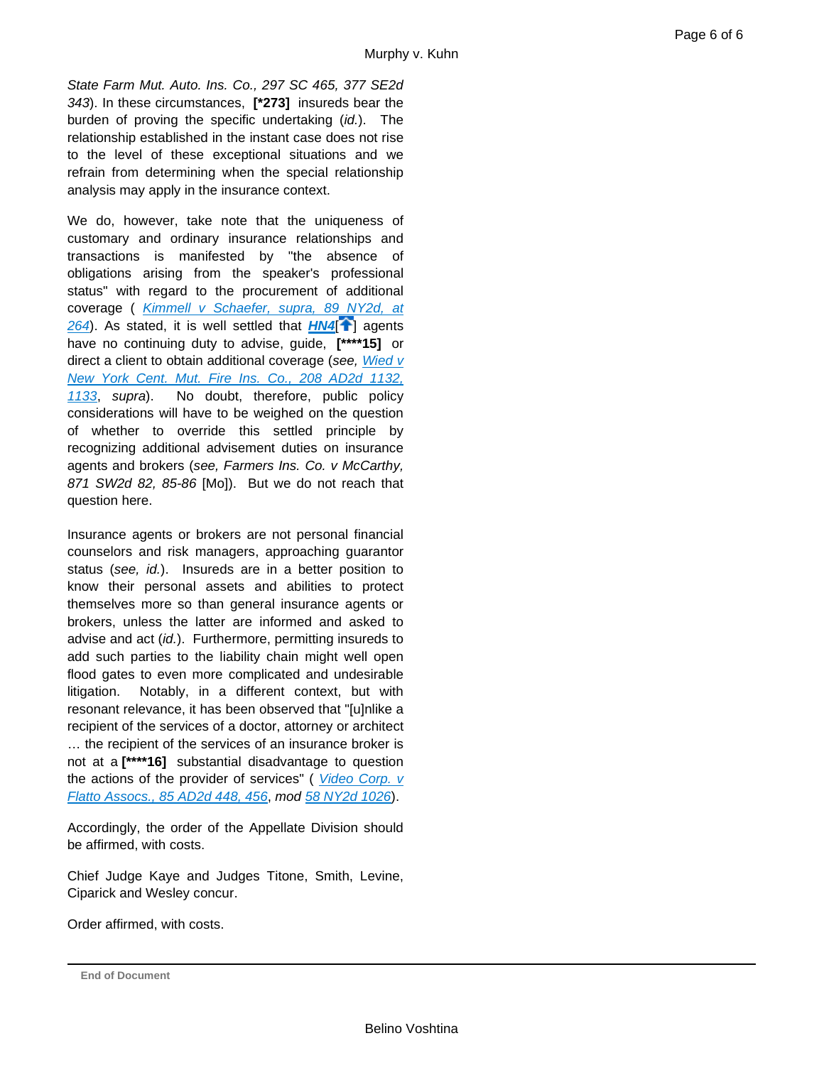*State Farm Mut. Auto. Ins. Co., 297 SC 465, 377 SE2d 343*). In these circumstances, **[*273]** insureds bear the burden of proving the specific undertaking (*id.*). The relationship established in the instant case does not rise to the level of these exceptional situations and we refrain from determining when the special relationship analysis may apply in the insurance context.

We do, however, take note that the uniqueness of customary and ordinary insurance relationships and transactions is manifested by "the absence of obligations arising from the speaker's professional status" with regard to the procurement of additional coverage ( *Kimmell v Schaefer, supra, 89 NY2d, at 264*). As stated, it is well settled that ***HN4***[ ] agents have no continuing duty to advise, guide, **[****15]** or direct a client to obtain additional coverage (*see, Wied v New York Cent. Mut. Fire Ins. Co., 208 AD2d 1132, 1133*, *supra*). No doubt, therefore, public policy considerations will have to be weighed on the question of whether to override this settled principle by recognizing additional advisement duties on insurance agents and brokers (*see, Farmers Ins. Co. v McCarthy, 871 SW2d 82, 85-86* [Mo]). But we do not reach that question here.

Insurance agents or brokers are not personal financial counselors and risk managers, approaching guarantor status (*see, id.*). Insureds are in a better position to know their personal assets and abilities to protect themselves more so than general insurance agents or brokers, unless the latter are informed and asked to advise and act (*id.*). Furthermore, permitting insureds to add such parties to the liability chain might well open flood gates to even more complicated and undesirable litigation. Notably, in a different context, but with resonant relevance, it has been observed that "[u]nlike a recipient of the services of a doctor, attorney or architect … the recipient of the services of an insurance broker is not at a **[****16]** substantial disadvantage to question the actions of the provider of services" ( *Video Corp. v Flatto Assocs., 85 AD2d 448, 456*, *mod* *58 NY2d 1026*).

Accordingly, the order of the Appellate Division should be affirmed, with costs.

Chief Judge Kaye and Judges Titone, Smith, Levine, Ciparick and Wesley concur.

Order affirmed, with costs.

**End of Document**